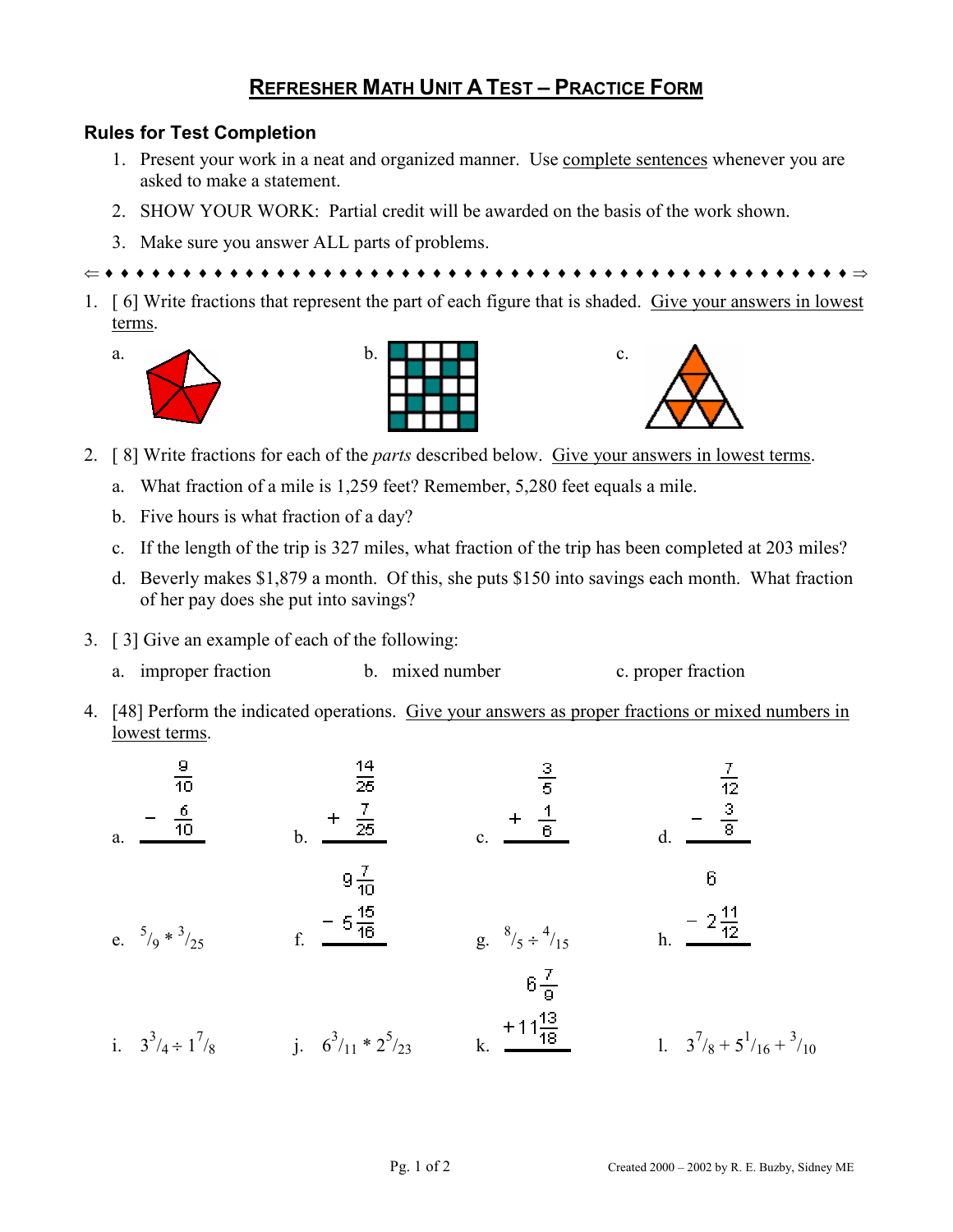# REFRESHER MATH UNIT A TEST – PRACTICE FORM

### Rules for Test Completion

1. Present your work in a neat and organized manner. Use complete sentences whenever you are asked to make a statement.
2. SHOW YOUR WORK: Partial credit will be awarded on the basis of the work shown.
3. Make sure you answer ALL parts of problems.

⇐ ♦ ♦ ♦ ♦ ♦ ♦ ♦ ♦ ♦ ♦ ♦ ♦ ♦ ♦ ♦ ♦ ♦ ♦ ♦ ♦ ♦ ♦ ♦ ♦ ♦ ♦ ♦ ♦ ♦ ♦ ♦ ♦ ♦ ♦ ♦ ♦ ♦ ♦ ♦ ♦ ♦ ♦ ♦ ♦ ♦ ♦ ♦ ⇒

1. [ 6] Write fractions that represent the part of each figure that is shaded. Give your answers in lowest terms.

   a. b. c.

2. [ 8] Write fractions for each of the *parts* described below. Give your answers in lowest terms.

   a. What fraction of a mile is 1,259 feet? Remember, 5,280 feet equals a mile.

   b. Five hours is what fraction of a day?

   c. If the length of the trip is 327 miles, what fraction of the trip has been completed at 203 miles?

   d. Beverly makes $1,879 a month. Of this, she puts $150 into savings each month. What fraction of her pay does she put into savings?

3. [ 3] Give an example of each of the following:

   a. improper fraction b. mixed number c. proper fraction

4. [48] Perform the indicated operations. Give your answers as proper fractions or mixed numbers in lowest terms.

   a. $\frac{9}{10} - \frac{6}{10}$

   b. $\frac{14}{25} + \frac{7}{25}$

   c. $\frac{3}{5} + \frac{1}{6}$

   d. $\frac{7}{12} - \frac{3}{8}$

   e. $\frac{5}{9} * \frac{3}{25}$

   f. $9\frac{7}{10} - 5\frac{15}{16}$

   g. $\frac{8}{5} \div \frac{4}{15}$

   h. $6 - 2\frac{11}{12}$

   i. $3\frac{3}{4} \div 1\frac{7}{8}$

   j. $6\frac{3}{11} * 2\frac{5}{23}$

   k. $6\frac{7}{9} + 11\frac{13}{18}$

   l. $3\frac{7}{8} + 5\frac{1}{16} + \frac{3}{10}$

Created 2000 – 2002 by R. E. Buzby, Sidney ME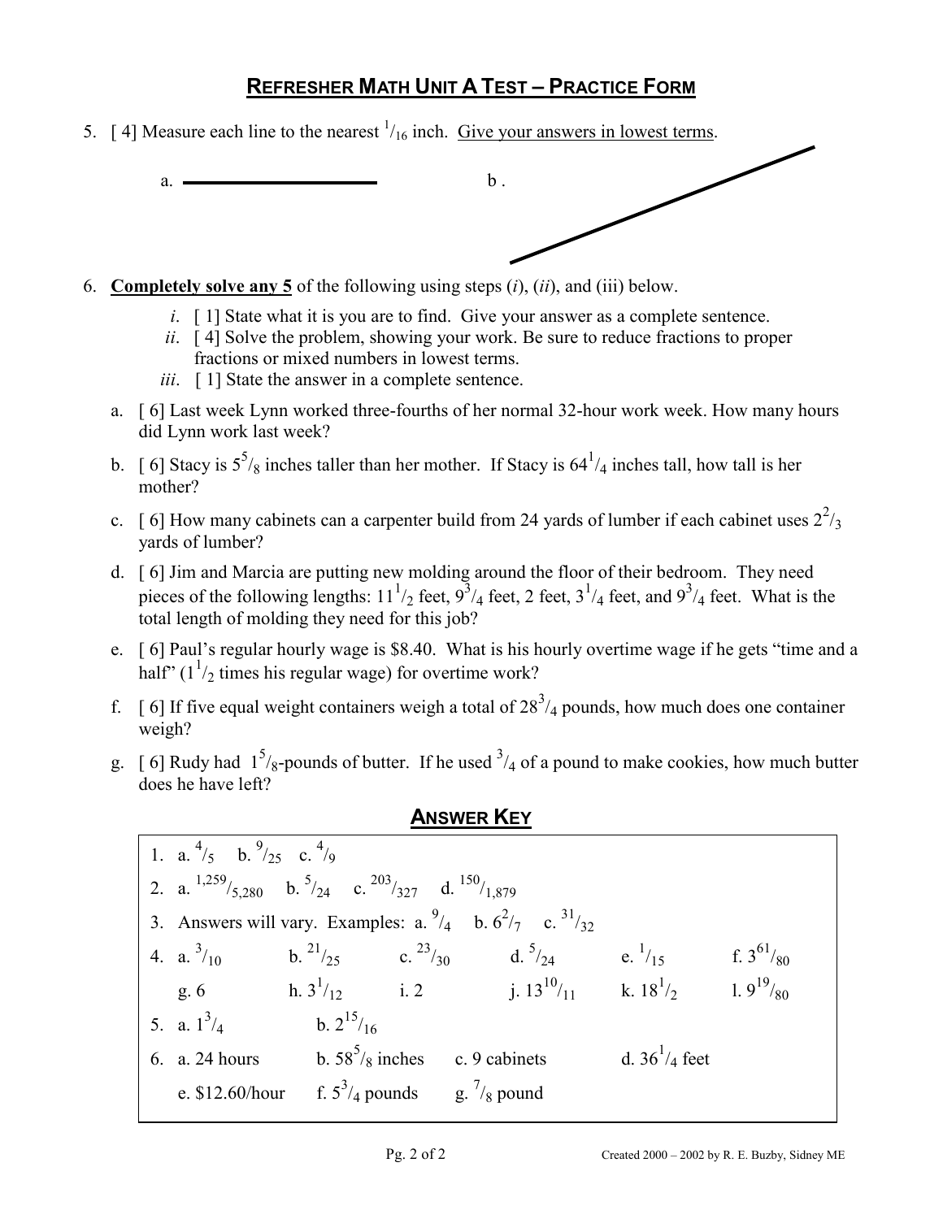## REFRESHER MATH UNIT A TEST – PRACTICE FORM

5. [ 4] Measure each line to the nearest $^{1}/_{16}$ inch. Give your answers in lowest terms.

   a.

   b .

6. **Completely solve any 5** of the following using steps (*i*), (*ii*), and (iii) below.

   *i*. [ 1] State what it is you are to find. Give your answer as a complete sentence.

   *ii*. [ 4] Solve the problem, showing your work. Be sure to reduce fractions to proper fractions or mixed numbers in lowest terms.

   *iii*. [ 1] State the answer in a complete sentence.

   a. [ 6] Last week Lynn worked three-fourths of her normal 32-hour work week. How many hours did Lynn work last week?

   b. [ 6] Stacy is $5^{5}/_{8}$ inches taller than her mother. If Stacy is $64^{1}/_{4}$ inches tall, how tall is her mother?

   c. [ 6] How many cabinets can a carpenter build from 24 yards of lumber if each cabinet uses $2^{2}/_{3}$ yards of lumber?

   d. [ 6] Jim and Marcia are putting new molding around the floor of their bedroom. They need pieces of the following lengths: $11^{1}/_{2}$ feet, $9^{3}/_{4}$ feet, 2 feet, $3^{1}/_{4}$ feet, and $9^{3}/_{4}$ feet. What is the total length of molding they need for this job?

   e. [ 6] Paul's regular hourly wage is $8.40. What is his hourly overtime wage if he gets "time and a half" ($1^{1}/_{2}$ times his regular wage) for overtime work?

   f. [ 6] If five equal weight containers weigh a total of $28^{3}/_{4}$ pounds, how much does one container weigh?

   g. [ 6] Rudy had $1^{5}/_{8}$-pounds of butter. If he used $^{3}/_{4}$ of a pound to make cookies, how much butter does he have left?

## ANSWER KEY

1. a. $^{4}/_{5}$ b. $^{9}/_{25}$ c. $^{4}/_{9}$
2. a. $^{1,259}/_{5,280}$ b. $^{5}/_{24}$ c. $^{203}/_{327}$ d. $^{150}/_{1,879}$
3. Answers will vary. Examples: a. $^{9}/_{4}$ b. $6^{2}/_{7}$ c. $^{31}/_{32}$
4. a. $^{3}/_{10}$ b. $^{21}/_{25}$ c. $^{23}/_{30}$ d. $^{5}/_{24}$ e. $^{1}/_{15}$ f. $3^{61}/_{80}$
   g. 6 h. $3^{1}/_{12}$ i. 2 j. $13^{10}/_{11}$ k. $18^{1}/_{2}$ l. $9^{19}/_{80}$
5. a. $1^{3}/_{4}$ b. $2^{15}/_{16}$
6. a. 24 hours b. $58^{5}/_{8}$ inches c. 9 cabinets d. $36^{1}/_{4}$ feet
   e. $12.60/hour f. $5^{3}/_{4}$ pounds g. $^{7}/_{8}$ pound

Created 2000 – 2002 by R. E. Buzby, Sidney ME